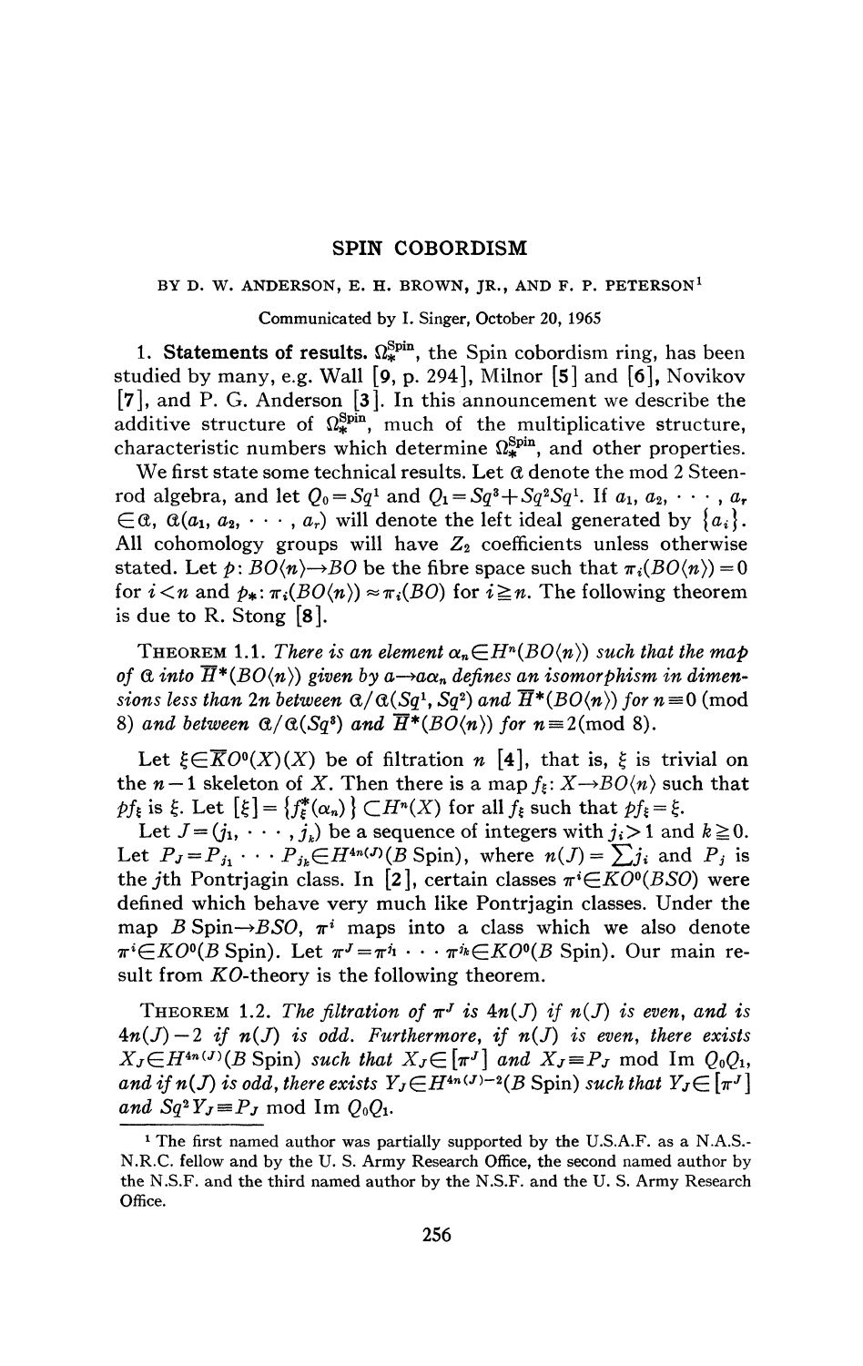# SPIN COBORDISM

BY D. W. ANDERSON, E. H. BROWN, JR., AND F. P. PETERSON[1]

Communicated by I. Singer, October 20, 1965

**1. Statements of results.** $\Omega_*^{\text{Spin}}$, the Spin cobordism ring, has been studied by many, e.g. Wall [9, p. 294], Milnor [5] and [6], Novikov [7], and P. G. Anderson [3]. In this announcement we describe the additive structure of $\Omega_*^{\text{Spin}}$, much of the multiplicative structure, characteristic numbers which determine $\Omega_*^{\text{Spin}}$, and other properties.

We first state some technical results. Let $\mathcal{A}$ denote the mod 2 Steenrod algebra, and let $Q_0 = Sq^1$ and $Q_1 = Sq^3 + Sq^2Sq^1$. If $a_1, a_2, \cdots, a_r \in \mathcal{A}$, $\mathcal{A}(a_1, a_2, \cdots, a_r)$ will denote the left ideal generated by $\{a_i\}$. All cohomology groups will have $Z_2$ coefficients unless otherwise stated. Let $p: BO\langle n\rangle \to BO$ be the fibre space such that $\pi_i(BO\langle n\rangle) = 0$ for $i < n$ and $p_*: \pi_i(BO\langle n\rangle) \approx \pi_i(BO)$ for $i \geqq n$. The following theorem is due to R. Stong [8].

THEOREM 1.1. *There is an element $\alpha_n \in H^n(BO\langle n\rangle)$ such that the map of $\mathcal{A}$ into $\bar{H}^*(BO\langle n\rangle)$ given by $a \to a\alpha_n$ defines an isomorphism in dimensions less than $2n$ between $\mathcal{A}/\mathcal{A}(Sq^1, Sq^2)$ and $\bar{H}^*(BO\langle n\rangle)$ for $n \equiv 0$ (mod 8) and between $\mathcal{A}/\mathcal{A}(Sq^3)$ and $\bar{H}^*(BO\langle n\rangle)$ for $n \equiv 2$ (mod 8).*

Let $\xi \in \widetilde{KO}^0(X)(X)$ be of filtration $n$ [4], that is, $\xi$ is trivial on the $n-1$ skeleton of $X$. Then there is a map $f_\xi: X \to BO\langle n\rangle$ such that $pf_\xi$ is $\xi$. Let $[\xi] = \{f_\xi^*(\alpha_n)\} \subset H^n(X)$ for all $f_\xi$ such that $pf_\xi = \xi$.

Let $J = (j_1, \cdots, j_k)$ be a sequence of integers with $j_i > 1$ and $k \geqq 0$. Let $P_J = P_{j_1} \cdots P_{j_k} \in H^{4n(J)}(B\,\text{Spin})$, where $n(J) = \sum j_i$ and $P_j$ is the $j$th Pontrjagin class. In [2], certain classes $\pi^i \in KO^0(BSO)$ were defined which behave very much like Pontrjagin classes. Under the map $B\,\text{Spin} \to BSO$, $\pi^i$ maps into a class which we also denote $\pi^i \in KO^0(B\,\text{Spin})$. Let $\pi^J = \pi^{j_1} \cdots \pi^{j_k} \in KO^0(B\,\text{Spin})$. Our main result from $KO$-theory is the following theorem.

THEOREM 1.2. *The filtration of $\pi^J$ is $4n(J)$ if $n(J)$ is even, and is $4n(J) - 2$ if $n(J)$ is odd. Furthermore, if $n(J)$ is even, there exists $X_J \in H^{4n(J)}(B\,\text{Spin})$ such that $X_J \in [\pi^J]$ and $X_J \equiv P_J$ mod Im $Q_0Q_1$, and if $n(J)$ is odd, there exists $Y_J \in H^{4n(J)-2}(B\,\text{Spin})$ such that $Y_J \in [\pi^J]$ and $Sq^2 Y_J \equiv P_J$ mod Im $Q_0Q_1$.*

[1] The first named author was partially supported by the U.S.A.F. as a N.A.S.-N.R.C. fellow and by the U. S. Army Research Office, the second named author by the N.S.F. and the third named author by the N.S.F. and the U. S. Army Research Office.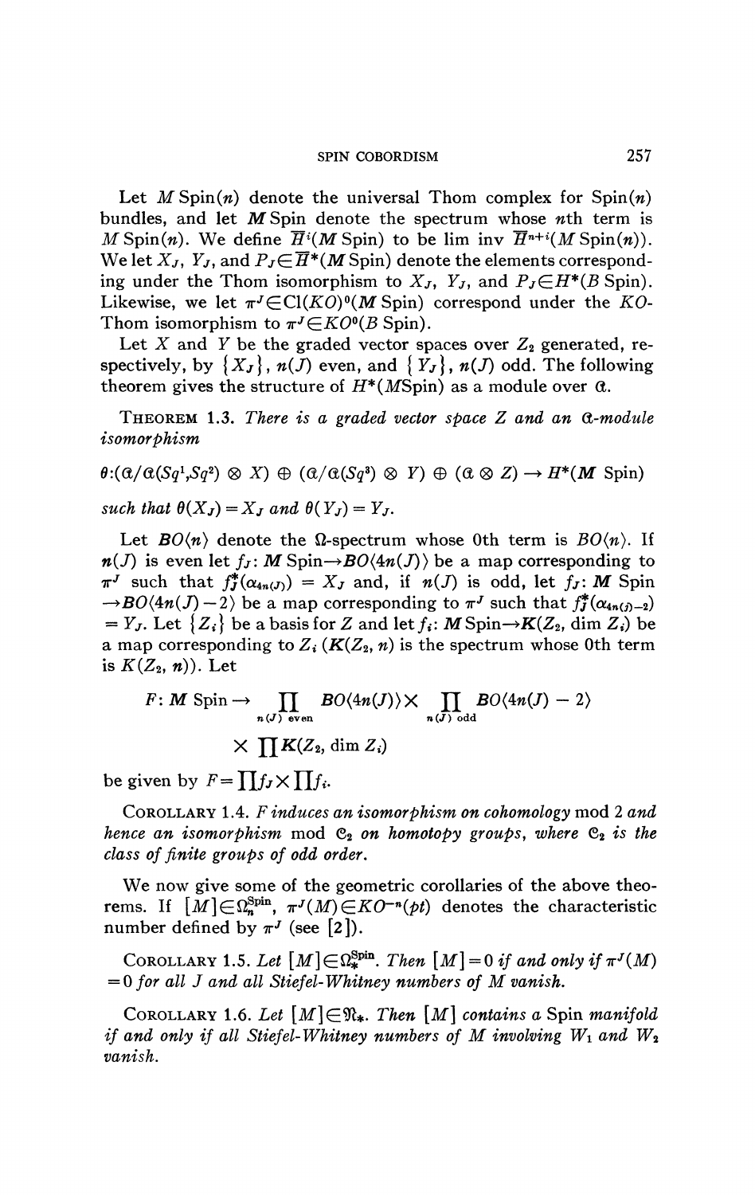Let $M\operatorname{Spin}(n)$ denote the universal Thom complex for $\operatorname{Spin}(n)$ bundles, and let $\boldsymbol{M}\operatorname{Spin}$ denote the spectrum whose $n$th term is $M\operatorname{Spin}(n)$. We define $\overline{H}^i(\boldsymbol{M}\operatorname{Spin})$ to be lim inv $\overline{H}^{n+i}(M\operatorname{Spin}(n))$. We let $X_J$, $Y_J$, and $P_J \in \overline{H}^*(\boldsymbol{M}\operatorname{Spin})$ denote the elements corresponding under the Thom isomorphism to $X_J$, $Y_J$, and $P_J \in H^*(B\operatorname{Spin})$. Likewise, we let $\pi^J \in \operatorname{Cl}(KO)^0(\boldsymbol{M}\operatorname{Spin})$ correspond under the $KO$-Thom isomorphism to $\pi^J \in KO^0(B\operatorname{Spin})$.

Let $X$ and $Y$ be the graded vector spaces over $Z_2$ generated, respectively, by $\{X_J\}$, $n(J)$ even, and $\{Y_J\}$, $n(J)$ odd. The following theorem gives the structure of $H^*(M\operatorname{Spin})$ as a module over $\mathcal{A}$.

**Theorem 1.3.** *There is a graded vector space $Z$ and an $\mathcal{A}$-module isomorphism*

$$\theta : (\mathcal{A}/\mathcal{A}(Sq^1, Sq^2) \otimes X) \oplus (\mathcal{A}/\mathcal{A}(Sq^3) \otimes Y) \oplus (\mathcal{A} \otimes Z) \to H^*(\boldsymbol{M}\operatorname{Spin})$$

*such that $\theta(X_J) = X_J$ and $\theta(Y_J) = Y_J$.*

Let $\boldsymbol{BO}\langle n\rangle$ denote the $\Omega$-spectrum whose 0th term is $BO\langle n\rangle$. If $n(J)$ is even let $f_J : \boldsymbol{M}\operatorname{Spin} \to \boldsymbol{BO}\langle 4n(J)\rangle$ be a map corresponding to $\pi^J$ such that $f_J^*(\alpha_{4n(J)}) = X_J$ and, if $n(J)$ is odd, let $f_J : \boldsymbol{M}\operatorname{Spin} \to \boldsymbol{BO}\langle 4n(J) - 2\rangle$ be a map corresponding to $\pi^J$ such that $f_J^*(\alpha_{4n(J)-2}) = Y_J$. Let $\{Z_i\}$ be a basis for $Z$ and let $f_i : \boldsymbol{M}\operatorname{Spin} \to \boldsymbol{K}(Z_2, \dim Z_i)$ be a map corresponding to $Z_i$ ($\boldsymbol{K}(Z_2, n)$ is the spectrum whose 0th term is $K(Z_2, n)$). Let

$$F : \boldsymbol{M}\operatorname{Spin} \to \prod_{n(J)\text{ even}} \boldsymbol{BO}\langle 4n(J)\rangle \times \prod_{n(J)\text{ odd}} \boldsymbol{BO}\langle 4n(J) - 2\rangle \times \prod \boldsymbol{K}(Z_2, \dim Z_i)$$

be given by $F = \prod f_J \times \prod f_i$.

**Corollary 1.4.** *$F$ induces an isomorphism on cohomology* mod 2 *and hence an isomorphism* mod $\mathcal{C}_2$ *on homotopy groups, where $\mathcal{C}_2$ is the class of finite groups of odd order.*

We now give some of the geometric corollaries of the above theorems. If $[M] \in \Omega_n^{\text{Spin}}$, $\pi^J(M) \in KO^{-n}(pt)$ denotes the characteristic number defined by $\pi^J$ (see [2]).

**Corollary 1.5.** *Let $[M] \in \Omega_*^{\text{Spin}}$. Then $[M] = 0$ if and only if $\pi^J(M) = 0$ for all $J$ and all Stiefel-Whitney numbers of $M$ vanish.*

**Corollary 1.6.** *Let $[M] \in \mathfrak{N}_*$. Then $[M]$ contains a* Spin *manifold if and only if all Stiefel-Whitney numbers of $M$ involving $W_1$ and $W_2$ vanish.*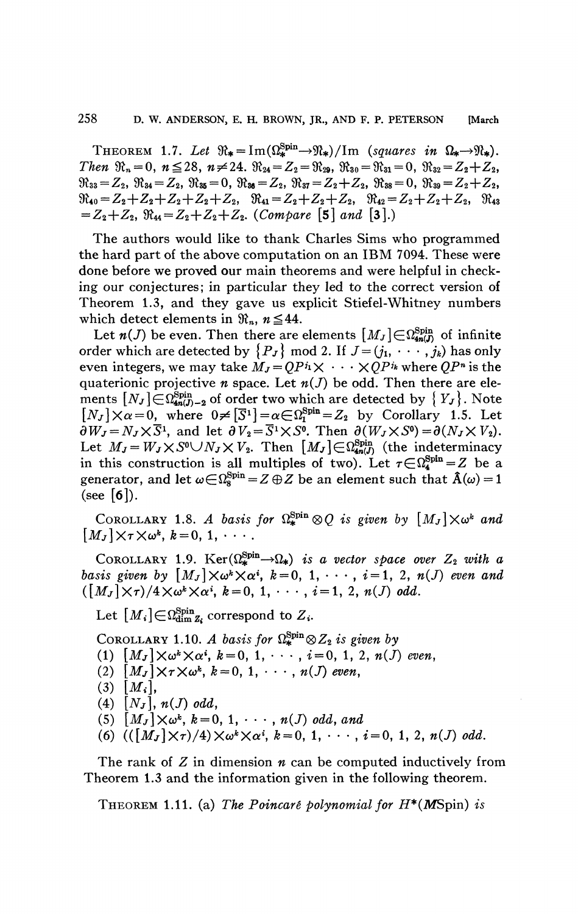THEOREM 1.7. *Let $\mathfrak{N}_* = \mathrm{Im}(\Omega_*^{\mathrm{Spin}} \to \mathfrak{N}_*)/\mathrm{Im}$ (squares in $\Omega_* \to \mathfrak{N}_*$). Then $\mathfrak{N}_n = 0$, $n \leqq 28$, $n \neq 24$. $\mathfrak{N}_{24} = Z_2 = \mathfrak{N}_{29}$, $\mathfrak{N}_{30} = \mathfrak{N}_{31} = 0$, $\mathfrak{N}_{32} = Z_2 + Z_2$, $\mathfrak{N}_{33} = Z_2$, $\mathfrak{N}_{34} = Z_2$, $\mathfrak{N}_{35} = 0$, $\mathfrak{N}_{36} = Z_2$, $\mathfrak{N}_{37} = Z_2 + Z_2$, $\mathfrak{N}_{38} = 0$, $\mathfrak{N}_{39} = Z_2 + Z_2$, $\mathfrak{N}_{40} = Z_2 + Z_2 + Z_2 + Z_2 + Z_2$, $\mathfrak{N}_{41} = Z_2 + Z_2 + Z_2$, $\mathfrak{N}_{42} = Z_2 + Z_2 + Z_2$, $\mathfrak{N}_{43} = Z_2 + Z_2$, $\mathfrak{N}_{44} = Z_2 + Z_2 + Z_2$. (Compare [5] and [3].)*

The authors would like to thank Charles Sims who programmed the hard part of the above computation on an IBM 7094. These were done before we proved our main theorems and were helpful in checking our conjectures; in particular they led to the correct version of Theorem 1.3, and they gave us explicit Stiefel-Whitney numbers which detect elements in $\mathfrak{N}_n$, $n \leqq 44$.

Let $n(J)$ be even. Then there are elements $[M_J] \in \Omega_{4n(J)}^{\mathrm{Spin}}$ of infinite order which are detected by $\{P_J\}$ mod 2. If $J = (j_1, \cdots, j_k)$ has only even integers, we may take $M_J = QP^{j_1} \times \cdots \times QP^{j_k}$ where $QP^n$ is the quaterionic projective $n$ space. Let $n(J)$ be odd. Then there are elements $[N_J] \in \Omega_{4n(J)-2}^{\mathrm{Spin}}$ of order two which are detected by $\{Y_J\}$. Note $[N_J] \times \alpha = 0$, where $0 \neq [\bar{S}^1] = \alpha \in \Omega_1^{\mathrm{Spin}} = Z_2$ by Corollary 1.5. Let $\partial W_J = N_J \times \bar{S}^1$, and let $\partial V_2 = \bar{S}^1 \times S^0$. Then $\partial(W_J \times S^0) = \partial(N_J \times V_2)$. Let $M_J = W_J \times S^0 \cup N_J \times V_2$. Then $[M_J] \in \Omega_{4n(J)}^{\mathrm{Spin}}$ (the indeterminacy in this construction is all multiples of two). Let $\tau \in \Omega_4^{\mathrm{Spin}} = Z$ be a generator, and let $\omega \in \Omega_8^{\mathrm{Spin}} = Z \oplus Z$ be an element such that $\hat{A}(\omega) = 1$ (see [6]).

COROLLARY 1.8. *A basis for $\Omega_*^{\mathrm{Spin}} \otimes Q$ is given by $[M_J] \times \omega^k$ and $[M_J] \times \tau \times \omega^k$, $k = 0, 1, \cdots$.*

COROLLARY 1.9. *$\mathrm{Ker}(\Omega_*^{\mathrm{Spin}} \to \Omega_*)$ is a vector space over $Z_2$ with a basis given by $[M_J] \times \omega^k \times \alpha^i$, $k = 0, 1, \cdots$, $i = 1, 2$, $n(J)$ even and $([M_J] \times \tau)/4 \times \omega^k \times \alpha^i$, $k = 0, 1, \cdots$, $i = 1, 2$, $n(J)$ odd.*

Let $[M_i] \in \Omega_{\dim Z_i}^{\mathrm{Spin}}$ correspond to $Z_i$.

COROLLARY 1.10. *A basis for $\Omega_*^{\mathrm{Spin}} \otimes Z_2$ is given by*
(1) $[M_J] \times \omega^k \times \alpha^i$, $k = 0, 1, \cdots$, $i = 0, 1, 2$, $n(J)$ *even*,
(2) $[M_J] \times \tau \times \omega^k$, $k = 0, 1, \cdots$, $n(J)$ *even*,
(3) $[M_i]$,
(4) $[N_J]$, $n(J)$ *odd*,
(5) $[M_J] \times \omega^k$, $k = 0, 1, \cdots$, $n(J)$ *odd, and*
(6) $(([M_J] \times \tau)/4) \times \omega^k \times \alpha^i$, $k = 0, 1, \cdots$, $i = 0, 1, 2$, $n(J)$ *odd*.

The rank of $Z$ in dimension $n$ can be computed inductively from Theorem 1.3 and the information given in the following theorem.

THEOREM 1.11. (a) *The Poincaré polynomial for $H^*(M\mathrm{Spin})$ is*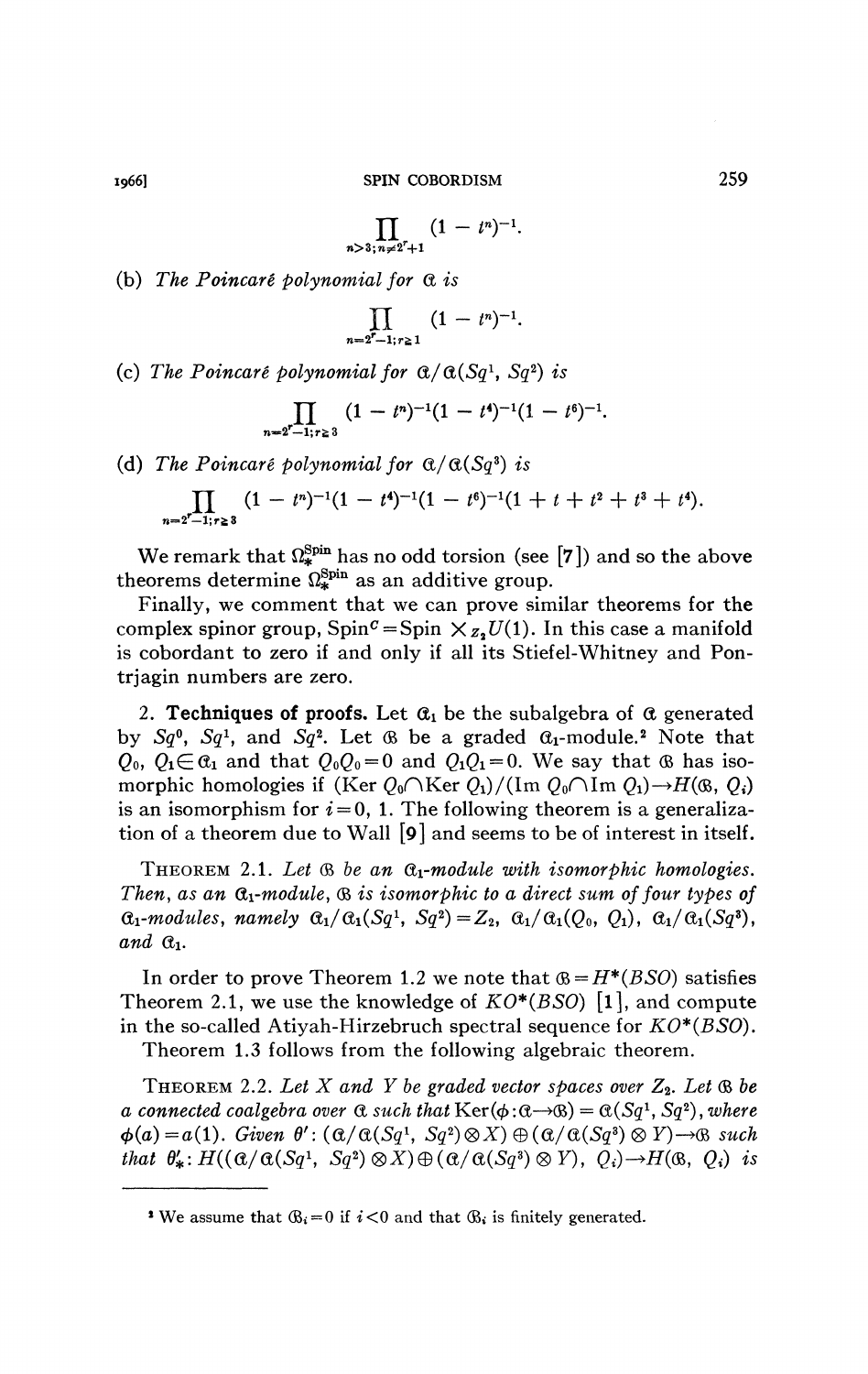$$\prod_{n>3;\, n\neq 2^r+1} (1 - t^n)^{-1}.$$

(b) *The Poincaré polynomial for* $\mathcal{A}$ *is*

$$\prod_{n=2^r-1;\, r\geq 1} (1 - t^n)^{-1}.$$

(c) *The Poincaré polynomial for* $\mathcal{A}/\mathcal{A}(Sq^1, Sq^2)$ *is*

$$\prod_{n=2^r-1;\, r\geq 3} (1 - t^n)^{-1}(1 - t^4)^{-1}(1 - t^6)^{-1}.$$

(d) *The Poincaré polynomial for* $\mathcal{A}/\mathcal{A}(Sq^3)$ *is*

$$\prod_{n=2^r-1;\, r\geq 3} (1 - t^n)^{-1}(1 - t^4)^{-1}(1 - t^6)^{-1}(1 + t + t^2 + t^3 + t^4).$$

We remark that $\Omega_*^{\mathrm{Spin}}$ has no odd torsion (see [7]) and so the above theorems determine $\Omega_*^{\mathrm{Spin}}$ as an additive group.

Finally, we comment that we can prove similar theorems for the complex spinor group, $\mathrm{Spin}^C = \mathrm{Spin} \times_{Z_2} U(1)$. In this case a manifold is cobordant to zero if and only if all its Stiefel-Whitney and Pontrjagin numbers are zero.

**2. Techniques of proofs.** Let $\mathcal{A}_1$ be the subalgebra of $\mathcal{A}$ generated by $Sq^0$, $Sq^1$, and $Sq^2$. Let $\mathcal{B}$ be a graded $\mathcal{A}_1$-module.[2] Note that $Q_0, Q_1 \in \mathcal{A}_1$ and that $Q_0Q_0 = 0$ and $Q_1Q_1 = 0$. We say that $\mathcal{B}$ has isomorphic homologies if $(\mathrm{Ker}\, Q_0 \cap \mathrm{Ker}\, Q_1)/(\mathrm{Im}\, Q_0 \cap \mathrm{Im}\, Q_1) \to H(\mathcal{B}, Q_i)$ is an isomorphism for $i = 0, 1$. The following theorem is a generalization of a theorem due to Wall [9] and seems to be of interest in itself.

THEOREM 2.1. *Let $\mathcal{B}$ be an $\mathcal{A}_1$-module with isomorphic homologies. Then, as an $\mathcal{A}_1$-module, $\mathcal{B}$ is isomorphic to a direct sum of four types of $\mathcal{A}_1$-modules, namely $\mathcal{A}_1/\mathcal{A}_1(Sq^1, Sq^2) = Z_2$, $\mathcal{A}_1/\mathcal{A}_1(Q_0, Q_1)$, $\mathcal{A}_1/\mathcal{A}_1(Sq^3)$, and $\mathcal{A}_1$.*

In order to prove Theorem 1.2 we note that $\mathcal{B} = H^*(BSO)$ satisfies Theorem 2.1, we use the knowledge of $KO^*(BSO)$ [1], and compute in the so-called Atiyah-Hirzebruch spectral sequence for $KO^*(BSO)$.

Theorem 1.3 follows from the following algebraic theorem.

THEOREM 2.2. *Let $X$ and $Y$ be graded vector spaces over $Z_2$. Let $\mathcal{B}$ be a connected coalgebra over $\mathcal{A}$ such that* $\mathrm{Ker}(\phi: \mathcal{A} \to \mathcal{B}) = \mathcal{A}(Sq^1, Sq^2)$, *where* $\phi(a) = a(1)$. *Given* $\theta': (\mathcal{A}/\mathcal{A}(Sq^1, Sq^2) \otimes X) \oplus (\mathcal{A}/\mathcal{A}(Sq^3) \otimes Y) \to \mathcal{B}$ *such that* $\theta'_*: H((\mathcal{A}/\mathcal{A}(Sq^1, Sq^2) \otimes X) \oplus (\mathcal{A}/\mathcal{A}(Sq^3) \otimes Y), Q_i) \to H(\mathcal{B}, Q_i)$ *is*

---

[2] We assume that $\mathcal{B}_i = 0$ if $i < 0$ and that $\mathcal{B}_i$ is finitely generated.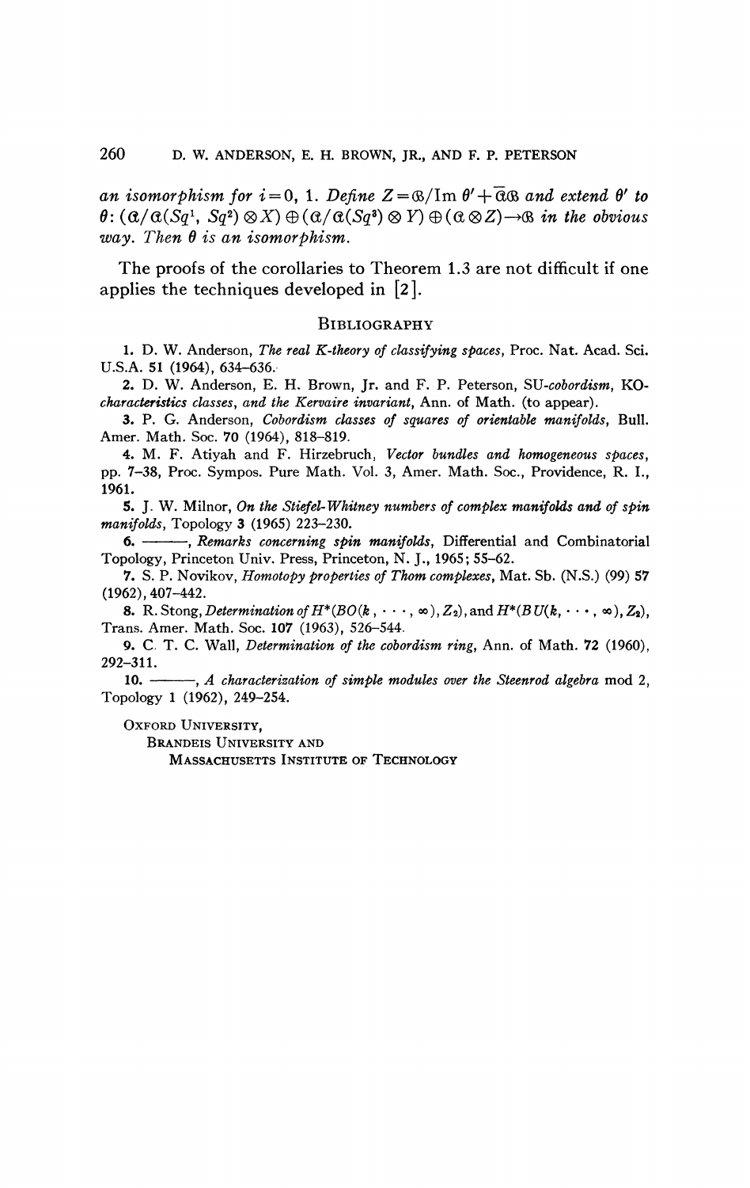*an isomorphism for* $i=0, 1$. *Define* $Z=\mathfrak{B}/\mathrm{Im}\,\theta'+\bar{\mathfrak{A}}\mathfrak{B}$ *and extend* $\theta'$ *to* $\theta: (\mathfrak{A}/\mathfrak{A}(Sq^1, Sq^2)\otimes X)\oplus(\mathfrak{A}/\mathfrak{A}(Sq^3)\otimes Y)\oplus(\mathfrak{A}\otimes Z)\rightarrow\mathfrak{B}$ *in the obvious way. Then* $\theta$ *is an isomorphism.*

The proofs of the corollaries to Theorem 1.3 are not difficult if one applies the techniques developed in [2].

## Bibliography

1. D. W. Anderson, *The real K-theory of classifying spaces*, Proc. Nat. Acad. Sci. U.S.A. **51** (1964), 634–636.

2. D. W. Anderson, E. H. Brown, Jr. and F. P. Peterson, *SU-cobordism, KO-characteristics classes, and the Kervaire invariant*, Ann. of Math. (to appear).

3. P. G. Anderson, *Cobordism classes of squares of orientable manifolds*, Bull. Amer. Math. Soc. **70** (1964), 818–819.

4. M. F. Atiyah and F. Hirzebruch, *Vector bundles and homogeneous spaces*, pp. 7–38, Proc. Sympos. Pure Math. Vol. 3, Amer. Math. Soc., Providence, R. I., 1961.

5. J. W. Milnor, *On the Stiefel-Whitney numbers of complex manifolds and of spin manifolds*, Topology **3** (1965) 223–230.

6. ———, *Remarks concerning spin manifolds*, Differential and Combinatorial Topology, Princeton Univ. Press, Princeton, N. J., 1965; 55–62.

7. S. P. Novikov, *Homotopy properties of Thom complexes*, Mat. Sb. (N.S.) (99) **57** (1962), 407–442.

8. R. Stong, *Determination of* $H^*(BO(k,\cdots,\infty),Z_2)$, *and* $H^*(BU(k,\cdots,\infty),Z_2)$, Trans. Amer. Math. Soc. **107** (1963), 526–544.

9. C. T. C. Wall, *Determination of the cobordism ring*, Ann. of Math. **72** (1960), 292–311.

10. ———, *A characterization of simple modules over the Steenrod algebra* mod 2, Topology 1 (1962), 249–254.

Oxford University,
Brandeis University and
Massachusetts Institute of Technology